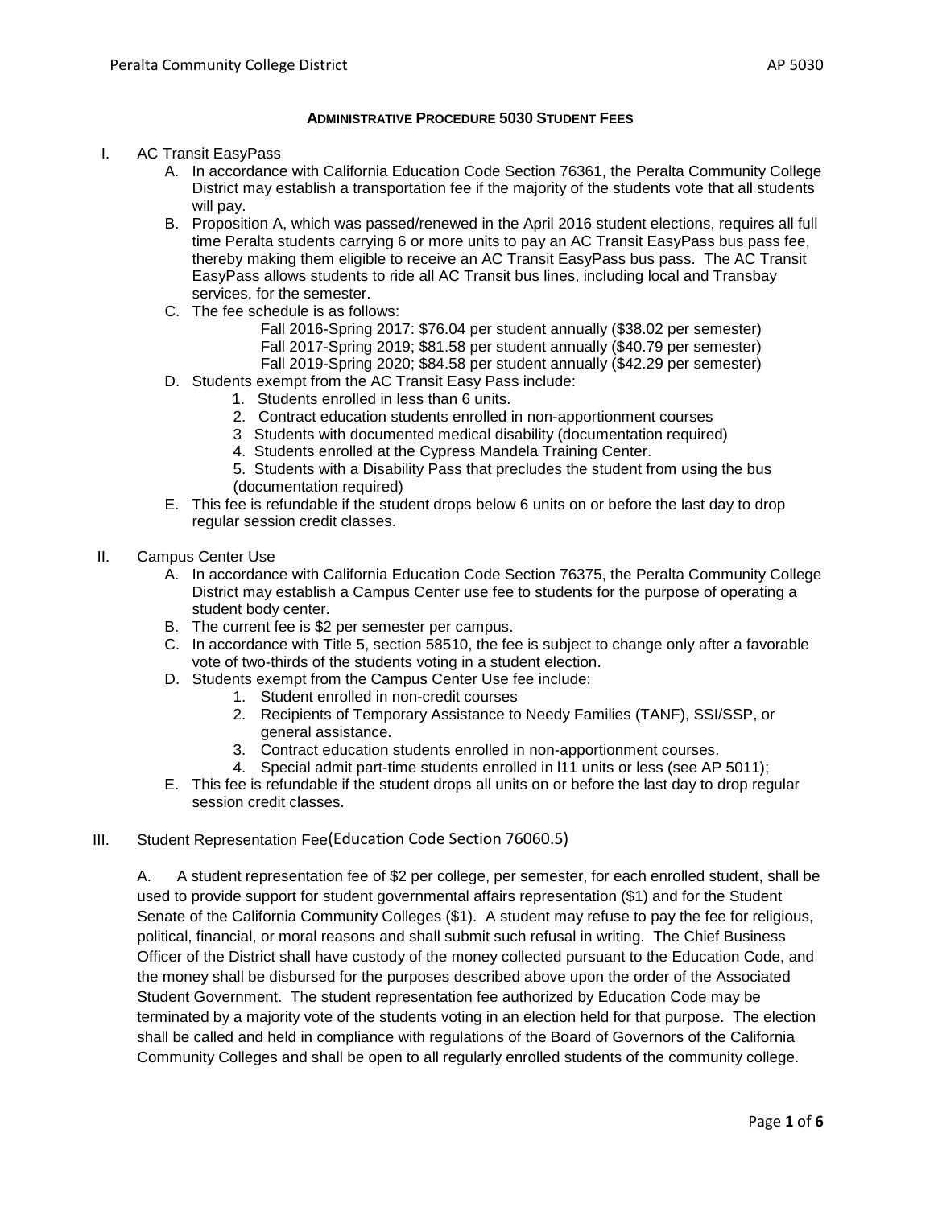# ADMINISTRATIVE PROCEDURE 5030 STUDENT FEES

I. AC Transit EasyPass

   A. In accordance with California Education Code Section 76361, the Peralta Community College District may establish a transportation fee if the majority of the students vote that all students will pay.

   B. Proposition A, which was passed/renewed in the April 2016 student elections, requires all full time Peralta students carrying 6 or more units to pay an AC Transit EasyPass bus pass fee, thereby making them eligible to receive an AC Transit EasyPass bus pass. The AC Transit EasyPass allows students to ride all AC Transit bus lines, including local and Transbay services, for the semester.

   C. The fee schedule is as follows:

      Fall 2016-Spring 2017: $76.04 per student annually ($38.02 per semester)
      Fall 2017-Spring 2019; $81.58 per student annually ($40.79 per semester)
      Fall 2019-Spring 2020; $84.58 per student annually ($42.29 per semester)

   D. Students exempt from the AC Transit Easy Pass include:

      1. Students enrolled in less than 6 units.
      2. Contract education students enrolled in non-apportionment courses
      3 Students with documented medical disability (documentation required)
      4. Students enrolled at the Cypress Mandela Training Center.
      5. Students with a Disability Pass that precludes the student from using the bus (documentation required)

   E. This fee is refundable if the student drops below 6 units on or before the last day to drop regular session credit classes.

II. Campus Center Use

   A. In accordance with California Education Code Section 76375, the Peralta Community College District may establish a Campus Center use fee to students for the purpose of operating a student body center.

   B. The current fee is $2 per semester per campus.

   C. In accordance with Title 5, section 58510, the fee is subject to change only after a favorable vote of two-thirds of the students voting in a student election.

   D. Students exempt from the Campus Center Use fee include:

      1. Student enrolled in non-credit courses
      2. Recipients of Temporary Assistance to Needy Families (TANF), SSI/SSP, or general assistance.
      3. Contract education students enrolled in non-apportionment courses.
      4. Special admit part-time students enrolled in l11 units or less (see AP 5011);

   E. This fee is refundable if the student drops all units on or before the last day to drop regular session credit classes.

III. Student Representation Fee(Education Code Section 76060.5)

A. A student representation fee of $2 per college, per semester, for each enrolled student, shall be used to provide support for student governmental affairs representation ($1) and for the Student Senate of the California Community Colleges ($1). A student may refuse to pay the fee for religious, political, financial, or moral reasons and shall submit such refusal in writing. The Chief Business Officer of the District shall have custody of the money collected pursuant to the Education Code, and the money shall be disbursed for the purposes described above upon the order of the Associated Student Government. The student representation fee authorized by Education Code may be terminated by a majority vote of the students voting in an election held for that purpose. The election shall be called and held in compliance with regulations of the Board of Governors of the California Community Colleges and shall be open to all regularly enrolled students of the community college.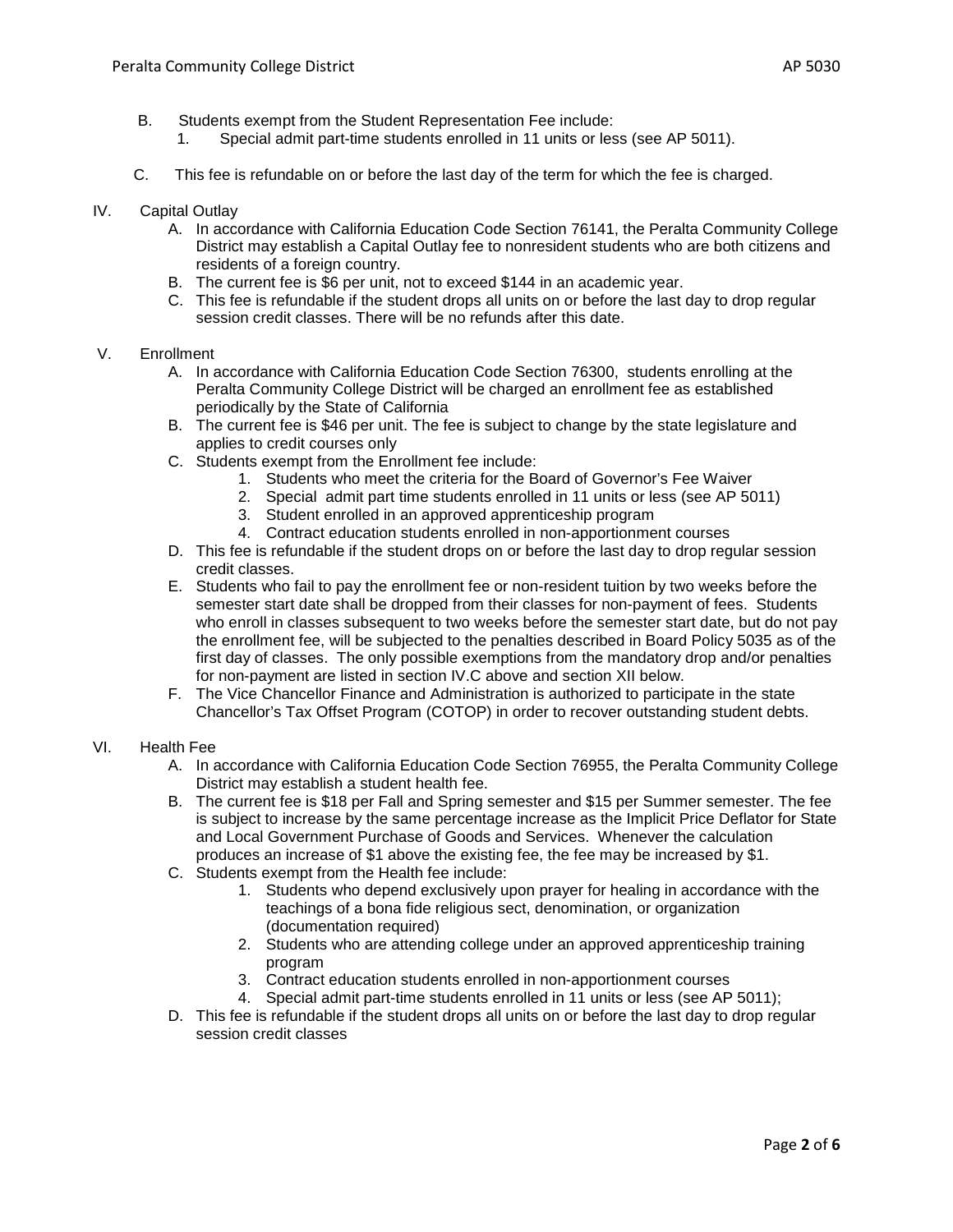B. Students exempt from the Student Representation Fee include:
   1. Special admit part-time students enrolled in 11 units or less (see AP 5011).

C. This fee is refundable on or before the last day of the term for which the fee is charged.

## IV. Capital Outlay

A. In accordance with California Education Code Section 76141, the Peralta Community College District may establish a Capital Outlay fee to nonresident students who are both citizens and residents of a foreign country.
B. The current fee is $6 per unit, not to exceed $144 in an academic year.
C. This fee is refundable if the student drops all units on or before the last day to drop regular session credit classes. There will be no refunds after this date.

## V. Enrollment

A. In accordance with California Education Code Section 76300, students enrolling at the Peralta Community College District will be charged an enrollment fee as established periodically by the State of California
B. The current fee is $46 per unit. The fee is subject to change by the state legislature and applies to credit courses only
C. Students exempt from the Enrollment fee include:
   1. Students who meet the criteria for the Board of Governor's Fee Waiver
   2. Special admit part time students enrolled in 11 units or less (see AP 5011)
   3. Student enrolled in an approved apprenticeship program
   4. Contract education students enrolled in non-apportionment courses
D. This fee is refundable if the student drops on or before the last day to drop regular session credit classes.
E. Students who fail to pay the enrollment fee or non-resident tuition by two weeks before the semester start date shall be dropped from their classes for non-payment of fees. Students who enroll in classes subsequent to two weeks before the semester start date, but do not pay the enrollment fee, will be subjected to the penalties described in Board Policy 5035 as of the first day of classes. The only possible exemptions from the mandatory drop and/or penalties for non-payment are listed in section IV.C above and section XII below.
F. The Vice Chancellor Finance and Administration is authorized to participate in the state Chancellor's Tax Offset Program (COTOP) in order to recover outstanding student debts.

## VI. Health Fee

A. In accordance with California Education Code Section 76955, the Peralta Community College District may establish a student health fee.
B. The current fee is $18 per Fall and Spring semester and $15 per Summer semester. The fee is subject to increase by the same percentage increase as the Implicit Price Deflator for State and Local Government Purchase of Goods and Services. Whenever the calculation produces an increase of $1 above the existing fee, the fee may be increased by $1.
C. Students exempt from the Health fee include:
   1. Students who depend exclusively upon prayer for healing in accordance with the teachings of a bona fide religious sect, denomination, or organization (documentation required)
   2. Students who are attending college under an approved apprenticeship training program
   3. Contract education students enrolled in non-apportionment courses
   4. Special admit part-time students enrolled in 11 units or less (see AP 5011);
D. This fee is refundable if the student drops all units on or before the last day to drop regular session credit classes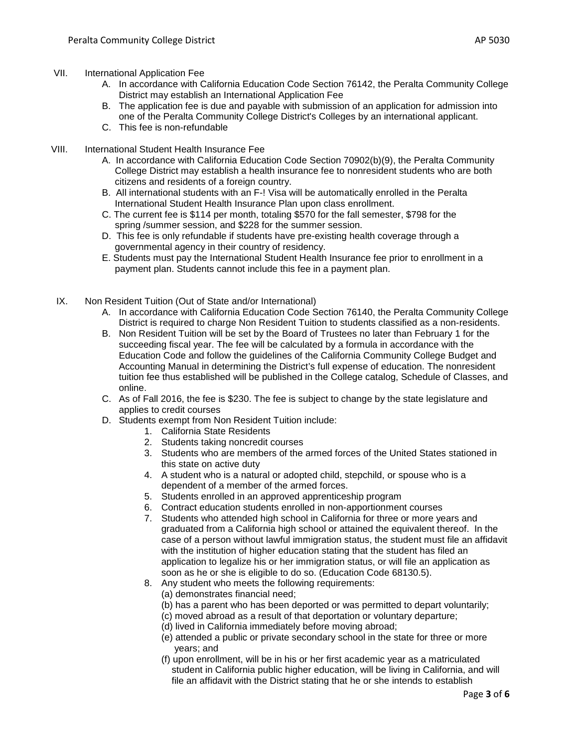VII. International Application Fee

A. In accordance with California Education Code Section 76142, the Peralta Community College District may establish an International Application Fee
B. The application fee is due and payable with submission of an application for admission into one of the Peralta Community College District's Colleges by an international applicant.
C. This fee is non-refundable

VIII. International Student Health Insurance Fee

A. In accordance with California Education Code Section 70902(b)(9), the Peralta Community College District may establish a health insurance fee to nonresident students who are both citizens and residents of a foreign country.
B. All international students with an F-! Visa will be automatically enrolled in the Peralta International Student Health Insurance Plan upon class enrollment.
C. The current fee is $114 per month, totaling $570 for the fall semester, $798 for the spring /summer session, and $228 for the summer session.
D. This fee is only refundable if students have pre-existing health coverage through a governmental agency in their country of residency.
E. Students must pay the International Student Health Insurance fee prior to enrollment in a payment plan. Students cannot include this fee in a payment plan.

IX. Non Resident Tuition (Out of State and/or International)

A. In accordance with California Education Code Section 76140, the Peralta Community College District is required to charge Non Resident Tuition to students classified as a non-residents.
B. Non Resident Tuition will be set by the Board of Trustees no later than February 1 for the succeeding fiscal year. The fee will be calculated by a formula in accordance with the Education Code and follow the guidelines of the California Community College Budget and Accounting Manual in determining the District's full expense of education. The nonresident tuition fee thus established will be published in the College catalog, Schedule of Classes, and online.
C. As of Fall 2016, the fee is $230. The fee is subject to change by the state legislature and applies to credit courses
D. Students exempt from Non Resident Tuition include:
   1. California State Residents
   2. Students taking noncredit courses
   3. Students who are members of the armed forces of the United States stationed in this state on active duty
   4. A student who is a natural or adopted child, stepchild, or spouse who is a dependent of a member of the armed forces.
   5. Students enrolled in an approved apprenticeship program
   6. Contract education students enrolled in non-apportionment courses
   7. Students who attended high school in California for three or more years and graduated from a California high school or attained the equivalent thereof. In the case of a person without lawful immigration status, the student must file an affidavit with the institution of higher education stating that the student has filed an application to legalize his or her immigration status, or will file an application as soon as he or she is eligible to do so. (Education Code 68130.5).
   8. Any student who meets the following requirements:
      (a) demonstrates financial need;
      (b) has a parent who has been deported or was permitted to depart voluntarily;
      (c) moved abroad as a result of that deportation or voluntary departure;
      (d) lived in California immediately before moving abroad;
      (e) attended a public or private secondary school in the state for three or more years; and
      (f) upon enrollment, will be in his or her first academic year as a matriculated student in California public higher education, will be living in California, and will file an affidavit with the District stating that he or she intends to establish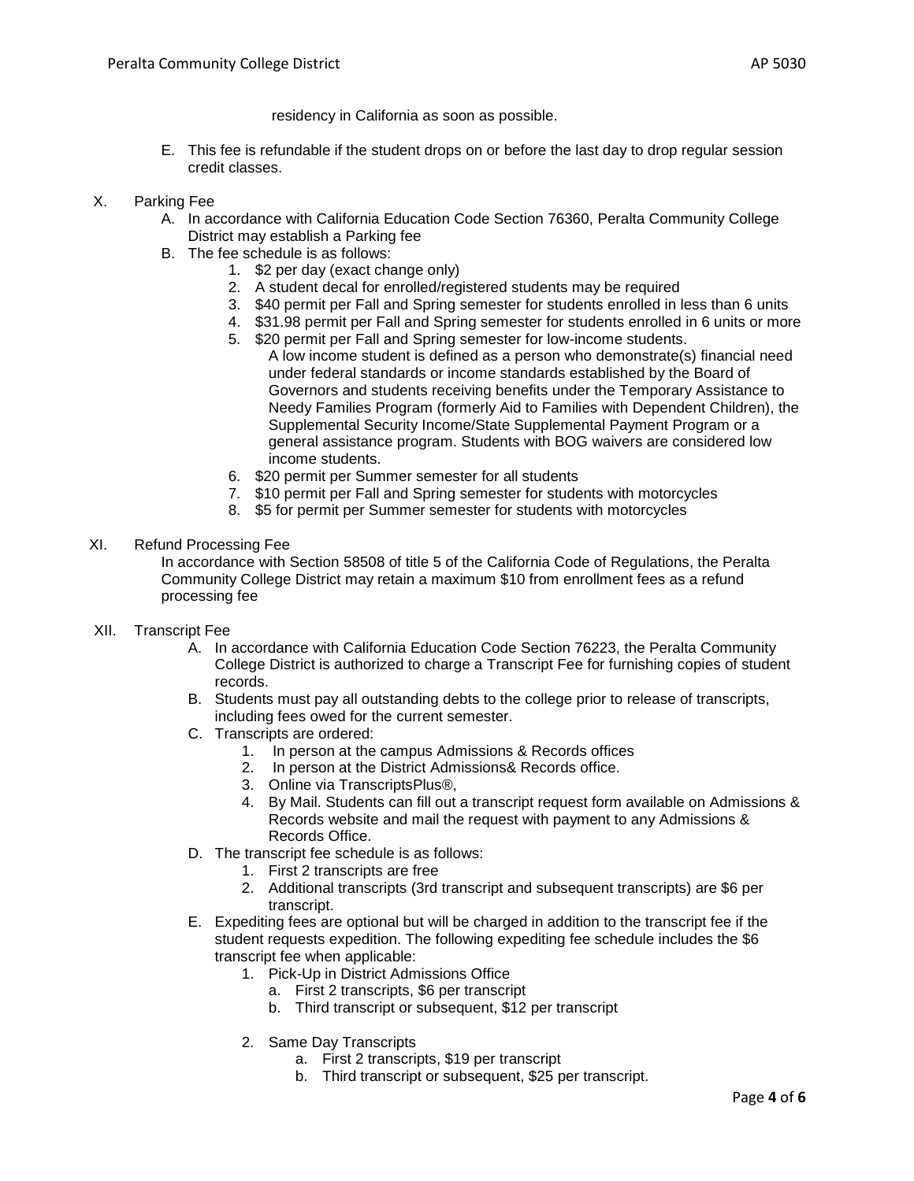residency in California as soon as possible.

E. This fee is refundable if the student drops on or before the last day to drop regular session credit classes.

X. Parking Fee

A. In accordance with California Education Code Section 76360, Peralta Community College District may establish a Parking fee

B. The fee schedule is as follows:

1. $2 per day (exact change only)
2. A student decal for enrolled/registered students may be required
3. $40 permit per Fall and Spring semester for students enrolled in less than 6 units
4. $31.98 permit per Fall and Spring semester for students enrolled in 6 units or more
5. $20 permit per Fall and Spring semester for low-income students.
   A low income student is defined as a person who demonstrate(s) financial need under federal standards or income standards established by the Board of Governors and students receiving benefits under the Temporary Assistance to Needy Families Program (formerly Aid to Families with Dependent Children), the Supplemental Security Income/State Supplemental Payment Program or a general assistance program. Students with BOG waivers are considered low income students.
6. $20 permit per Summer semester for all students
7. $10 permit per Fall and Spring semester for students with motorcycles
8. $5 for permit per Summer semester for students with motorcycles

XI. Refund Processing Fee

In accordance with Section 58508 of title 5 of the California Code of Regulations, the Peralta Community College District may retain a maximum $10 from enrollment fees as a refund processing fee

XII. Transcript Fee

A. In accordance with California Education Code Section 76223, the Peralta Community College District is authorized to charge a Transcript Fee for furnishing copies of student records.

B. Students must pay all outstanding debts to the college prior to release of transcripts, including fees owed for the current semester.

C. Transcripts are ordered:

1. In person at the campus Admissions & Records offices
2. In person at the District Admissions& Records office.
3. Online via TranscriptsPlus®,
4. By Mail. Students can fill out a transcript request form available on Admissions & Records website and mail the request with payment to any Admissions & Records Office.

D. The transcript fee schedule is as follows:

1. First 2 transcripts are free
2. Additional transcripts (3rd transcript and subsequent transcripts) are $6 per transcript.

E. Expediting fees are optional but will be charged in addition to the transcript fee if the student requests expedition. The following expediting fee schedule includes the $6 transcript fee when applicable:

1. Pick-Up in District Admissions Office
   a. First 2 transcripts, $6 per transcript
   b. Third transcript or subsequent, $12 per transcript

2. Same Day Transcripts
   a. First 2 transcripts, $19 per transcript
   b. Third transcript or subsequent, $25 per transcript.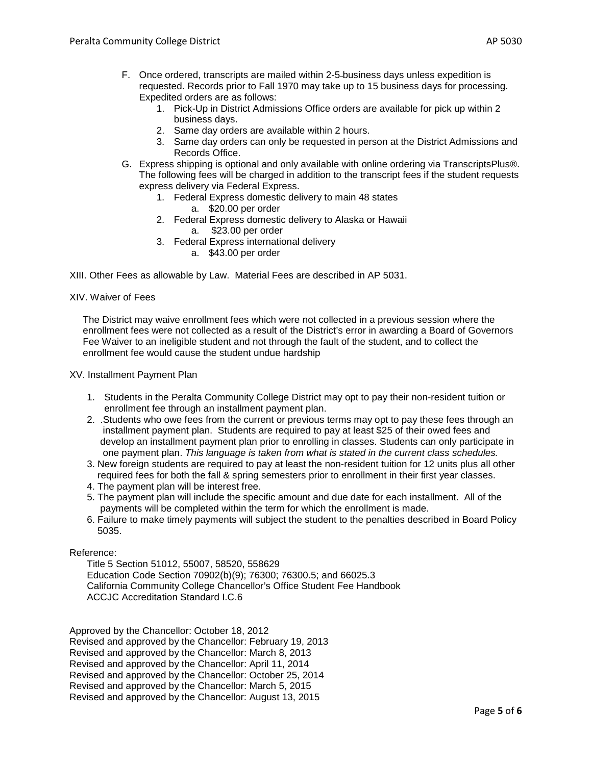F. Once ordered, transcripts are mailed within 2-5 business days unless expedition is requested. Records prior to Fall 1970 may take up to 15 business days for processing. Expedited orders are as follows:
   1. Pick-Up in District Admissions Office orders are available for pick up within 2 business days.
   2. Same day orders are available within 2 hours.
   3. Same day orders can only be requested in person at the District Admissions and Records Office.

G. Express shipping is optional and only available with online ordering via TranscriptsPlus®. The following fees will be charged in addition to the transcript fees if the student requests express delivery via Federal Express.
   1. Federal Express domestic delivery to main 48 states
      a. $20.00 per order
   2. Federal Express domestic delivery to Alaska or Hawaii
      a. $23.00 per order
   3. Federal Express international delivery
      a. $43.00 per order

XIII. Other Fees as allowable by Law. Material Fees are described in AP 5031.

XIV. Waiver of Fees

The District may waive enrollment fees which were not collected in a previous session where the enrollment fees were not collected as a result of the District's error in awarding a Board of Governors Fee Waiver to an ineligible student and not through the fault of the student, and to collect the enrollment fee would cause the student undue hardship

XV. Installment Payment Plan

1. Students in the Peralta Community College District may opt to pay their non-resident tuition or enrollment fee through an installment payment plan.
2. .Students who owe fees from the current or previous terms may opt to pay these fees through an installment payment plan. Students are required to pay at least $25 of their owed fees and develop an installment payment plan prior to enrolling in classes. Students can only participate in one payment plan. *This language is taken from what is stated in the current class schedules.*
3. New foreign students are required to pay at least the non-resident tuition for 12 units plus all other required fees for both the fall & spring semesters prior to enrollment in their first year classes.
4. The payment plan will be interest free.
5. The payment plan will include the specific amount and due date for each installment. All of the payments will be completed within the term for which the enrollment is made.
6. Failure to make timely payments will subject the student to the penalties described in Board Policy 5035.

Reference:

Title 5 Section 51012, 55007, 58520, 558629
Education Code Section 70902(b)(9); 76300; 76300.5; and 66025.3
California Community College Chancellor's Office Student Fee Handbook
ACCJC Accreditation Standard I.C.6

Approved by the Chancellor: October 18, 2012
Revised and approved by the Chancellor: February 19, 2013
Revised and approved by the Chancellor: March 8, 2013
Revised and approved by the Chancellor: April 11, 2014
Revised and approved by the Chancellor: October 25, 2014
Revised and approved by the Chancellor: March 5, 2015
Revised and approved by the Chancellor: August 13, 2015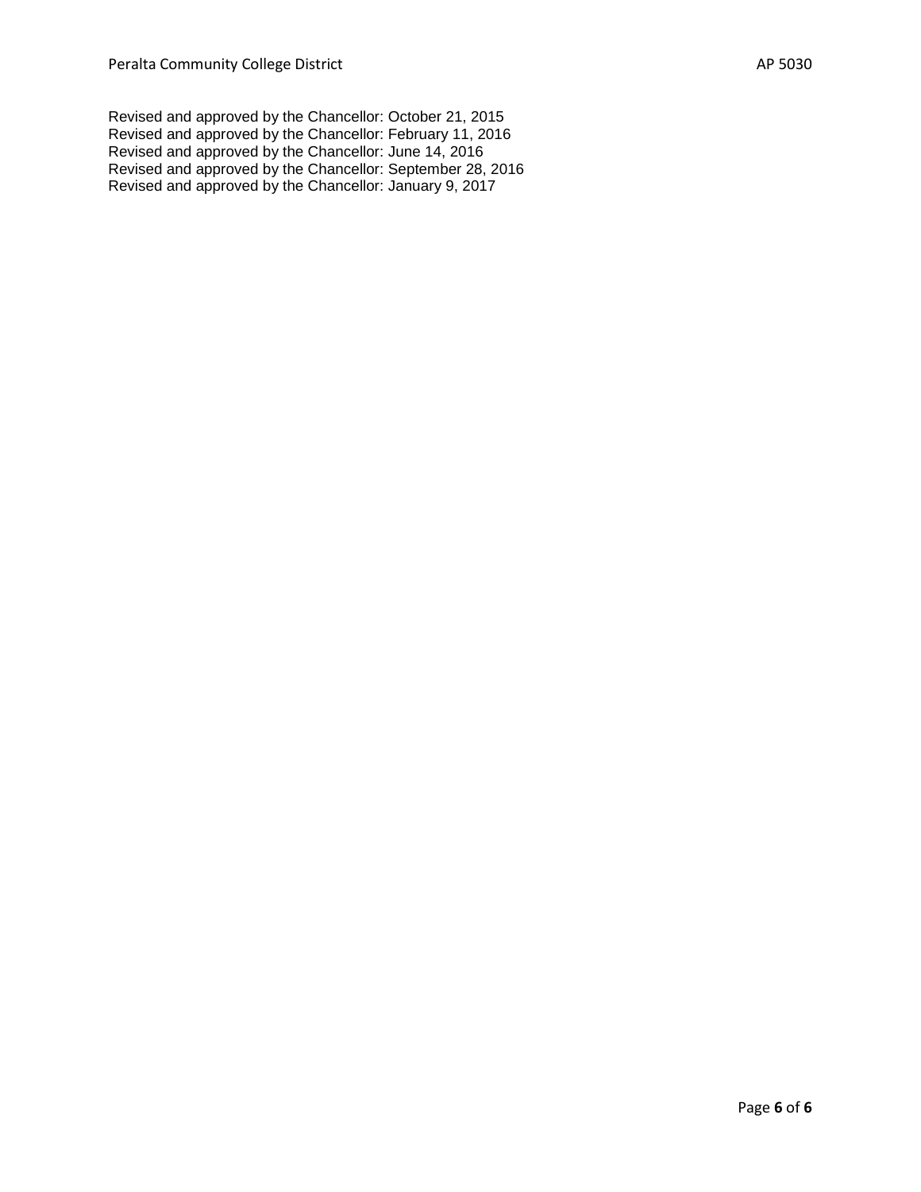Revised and approved by the Chancellor: October 21, 2015
Revised and approved by the Chancellor: February 11, 2016
Revised and approved by the Chancellor: June 14, 2016
Revised and approved by the Chancellor: September 28, 2016
Revised and approved by the Chancellor: January 9, 2017